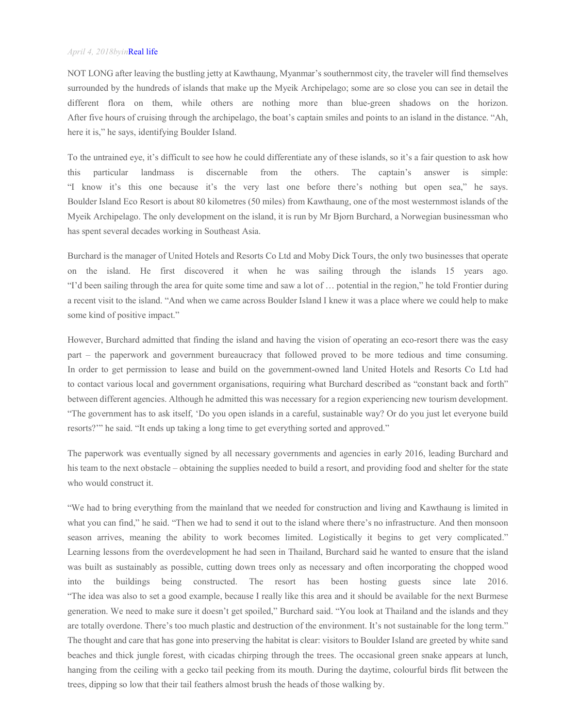*April 4, 2018byin*Real life

NOT LONG after leaving the bustling jetty at Kawthaung, Myanmar's southernmost city, the traveler will find themselves surrounded by the hundreds of islands that make up the Myeik Archipelago; some are so close you can see in detail the different flora on them, while others are nothing more than blue-green shadows on the horizon. After five hours of cruising through the archipelago, the boat's captain smiles and points to an island in the distance. "Ah, here it is," he says, identifying Boulder Island.

To the untrained eye, it's difficult to see how he could differentiate any of these islands, so it's a fair question to ask how this particular landmass is discernable from the others. The captain's answer is simple: "I know it's this one because it's the very last one before there's nothing but open sea," he says. Boulder Island Eco Resort is about 80 kilometres (50 miles) from Kawthaung, one of the most westernmost islands of the Myeik Archipelago. The only development on the island, it is run by Mr Bjorn Burchard, a Norwegian businessman who has spent several decades working in Southeast Asia.

Burchard is the manager of United Hotels and Resorts Co Ltd and Moby Dick Tours, the only two businesses that operate on the island. He first discovered it when he was sailing through the islands 15 years ago. "I'd been sailing through the area for quite some time and saw a lot of … potential in the region," he told Frontier during a recent visit to the island. "And when we came across Boulder Island I knew it was a place where we could help to make some kind of positive impact."

However, Burchard admitted that finding the island and having the vision of operating an eco-resort there was the easy part – the paperwork and government bureaucracy that followed proved to be more tedious and time consuming. In order to get permission to lease and build on the government-owned land United Hotels and Resorts Co Ltd had to contact various local and government organisations, requiring what Burchard described as "constant back and forth" between different agencies. Although he admitted this was necessary for a region experiencing new tourism development. "The government has to ask itself, 'Do you open islands in a careful, sustainable way? Or do you just let everyone build resorts?'" he said. "It ends up taking a long time to get everything sorted and approved."

The paperwork was eventually signed by all necessary governments and agencies in early 2016, leading Burchard and his team to the next obstacle – obtaining the supplies needed to build a resort, and providing food and shelter for the state who would construct it.

"We had to bring everything from the mainland that we needed for construction and living and Kawthaung is limited in what you can find," he said. "Then we had to send it out to the island where there's no infrastructure. And then monsoon season arrives, meaning the ability to work becomes limited. Logistically it begins to get very complicated." Learning lessons from the overdevelopment he had seen in Thailand, Burchard said he wanted to ensure that the island was built as sustainably as possible, cutting down trees only as necessary and often incorporating the chopped wood into the buildings being constructed. The resort has been hosting guests since late 2016. "The idea was also to set a good example, because I really like this area and it should be available for the next Burmese generation. We need to make sure it doesn't get spoiled," Burchard said. "You look at Thailand and the islands and they are totally overdone. There's too much plastic and destruction of the environment. It's not sustainable for the long term." The thought and care that has gone into preserving the habitat is clear: visitors to Boulder Island are greeted by white sand beaches and thick jungle forest, with cicadas chirping through the trees. The occasional green snake appears at lunch, hanging from the ceiling with a gecko tail peeking from its mouth. During the daytime, colourful birds flit between the trees, dipping so low that their tail feathers almost brush the heads of those walking by.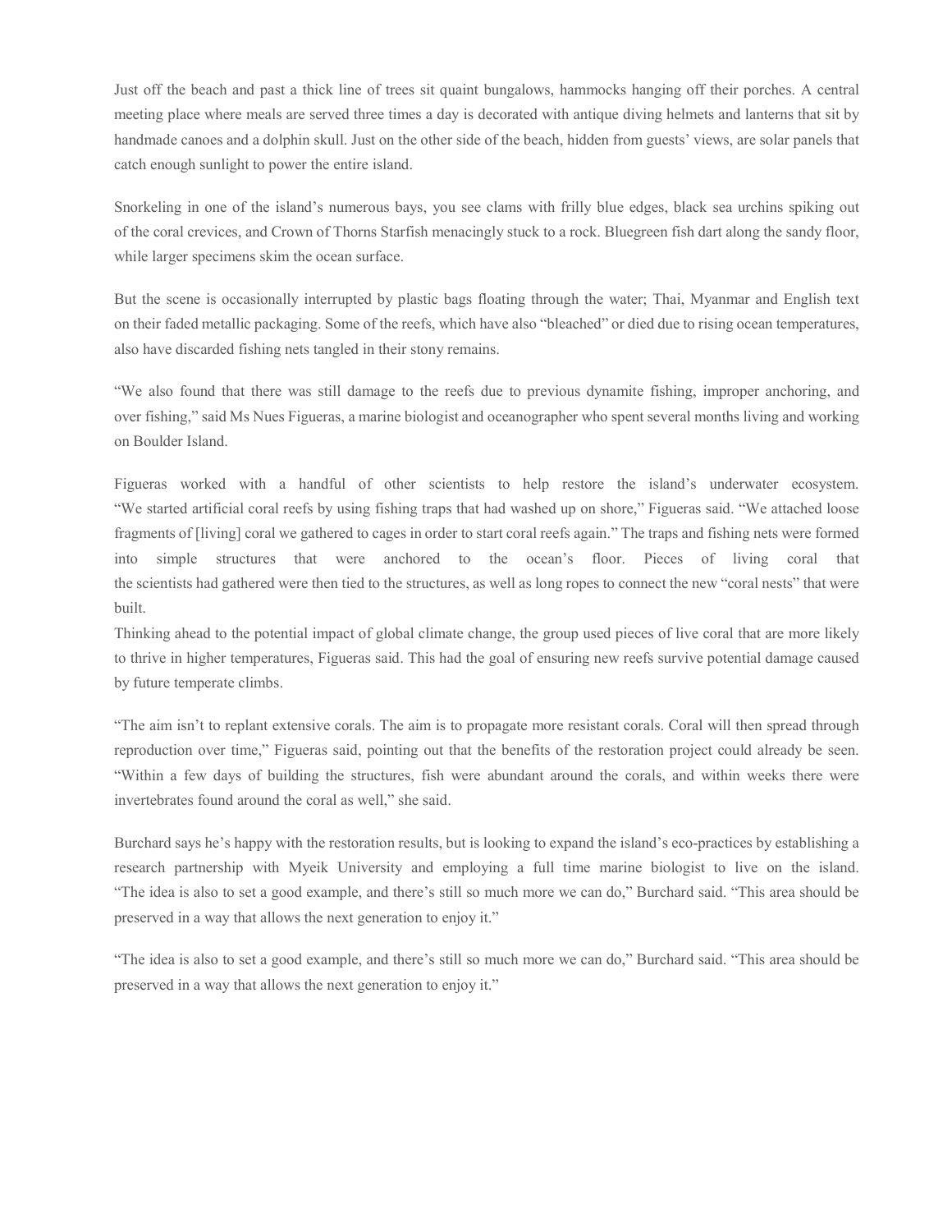Just off the beach and past a thick line of trees sit quaint bungalows, hammocks hanging off their porches. A central meeting place where meals are served three times a day is decorated with antique diving helmets and lanterns that sit by handmade canoes and a dolphin skull. Just on the other side of the beach, hidden from guests' views, are solar panels that catch enough sunlight to power the entire island.

Snorkeling in one of the island's numerous bays, you see clams with frilly blue edges, black sea urchins spiking out of the coral crevices, and Crown of Thorns Starfish menacingly stuck to a rock. Bluegreen fish dart along the sandy floor, while larger specimens skim the ocean surface.

But the scene is occasionally interrupted by plastic bags floating through the water; Thai, Myanmar and English text on their faded metallic packaging. Some of the reefs, which have also "bleached" or died due to rising ocean temperatures, also have discarded fishing nets tangled in their stony remains.

"We also found that there was still damage to the reefs due to previous dynamite fishing, improper anchoring, and over fishing," said Ms Nues Figueras, a marine biologist and oceanographer who spent several months living and working on Boulder Island.

Figueras worked with a handful of other scientists to help restore the island's underwater ecosystem. "We started artificial coral reefs by using fishing traps that had washed up on shore," Figueras said. "We attached loose fragments of [living] coral we gathered to cages in order to start coral reefs again." The traps and fishing nets were formed into simple structures that were anchored to the ocean's floor. Pieces of living coral that the scientists had gathered were then tied to the structures, as well as long ropes to connect the new "coral nests" that were built.

Thinking ahead to the potential impact of global climate change, the group used pieces of live coral that are more likely to thrive in higher temperatures, Figueras said. This had the goal of ensuring new reefs survive potential damage caused by future temperate climbs.

"The aim isn't to replant extensive corals. The aim is to propagate more resistant corals. Coral will then spread through reproduction over time," Figueras said, pointing out that the benefits of the restoration project could already be seen. "Within a few days of building the structures, fish were abundant around the corals, and within weeks there were invertebrates found around the coral as well," she said.

Burchard says he's happy with the restoration results, but is looking to expand the island's eco-practices by establishing a research partnership with Myeik University and employing a full time marine biologist to live on the island. "The idea is also to set a good example, and there's still so much more we can do," Burchard said. "This area should be preserved in a way that allows the next generation to enjoy it."

"The idea is also to set a good example, and there's still so much more we can do," Burchard said. "This area should be preserved in a way that allows the next generation to enjoy it."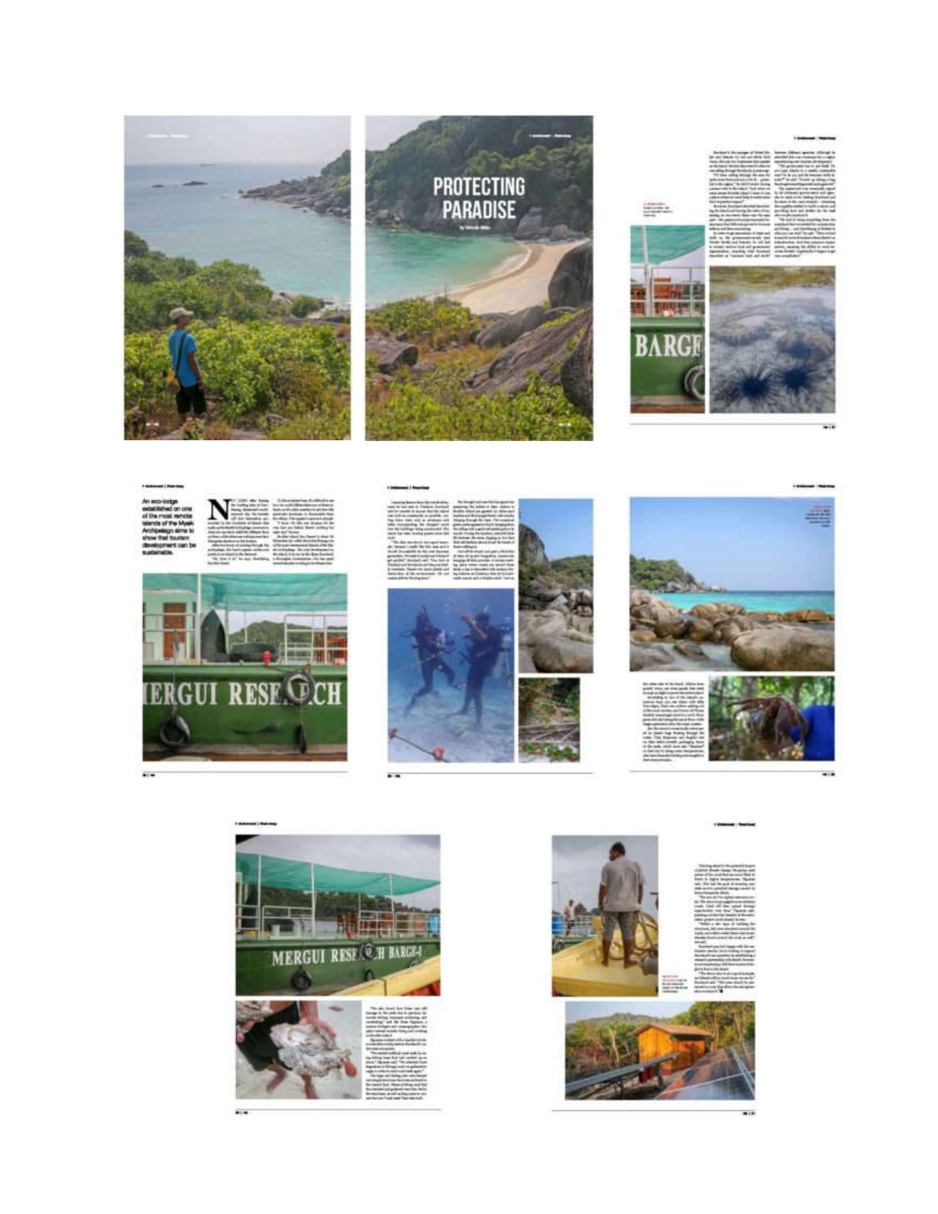# PROTECTING PARADISE

An eco-lodge established on one of the most remote islands of the Myeik Archipelago aims to show that tourism development can be sustainable.